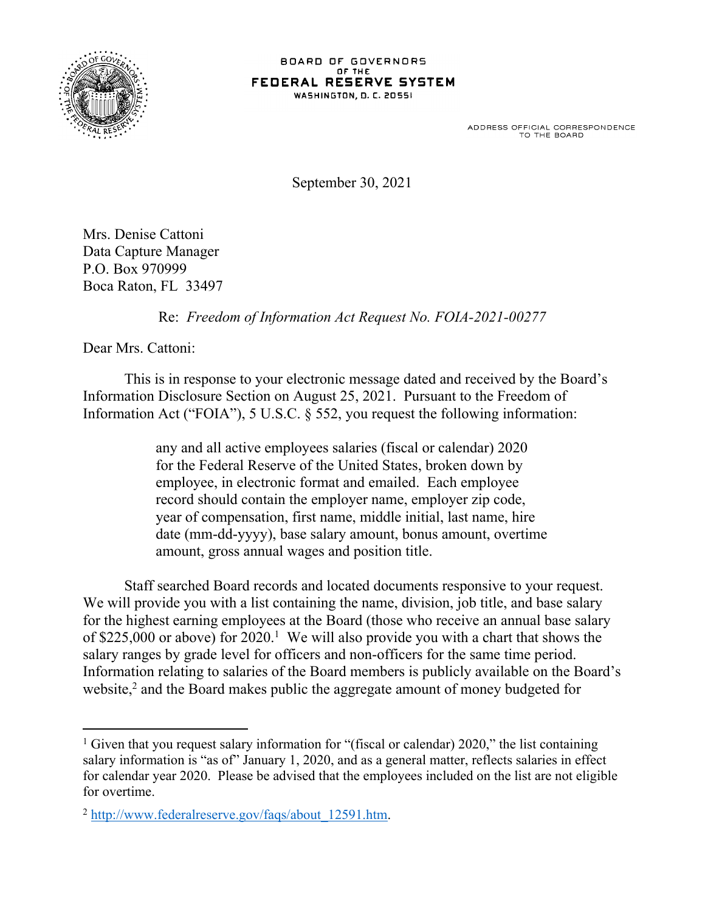BOARD OF GOVERNORS
OF THE
FEDERAL RESERVE SYSTEM
WASHINGTON, D. C. 20551

ADDRESS OFFICIAL CORRESPONDENCE
TO THE BOARD

September 30, 2021

Mrs. Denise Cattoni
Data Capture Manager
P.O. Box 970999
Boca Raton, FL 33497

Re: *Freedom of Information Act Request No. FOIA-2021-00277*

Dear Mrs. Cattoni:

This is in response to your electronic message dated and received by the Board's Information Disclosure Section on August 25, 2021. Pursuant to the Freedom of Information Act ("FOIA"), 5 U.S.C. § 552, you request the following information:

> any and all active employees salaries (fiscal or calendar) 2020 for the Federal Reserve of the United States, broken down by employee, in electronic format and emailed. Each employee record should contain the employer name, employer zip code, year of compensation, first name, middle initial, last name, hire date (mm-dd-yyyy), base salary amount, bonus amount, overtime amount, gross annual wages and position title.

Staff searched Board records and located documents responsive to your request. We will provide you with a list containing the name, division, job title, and base salary for the highest earning employees at the Board (those who receive an annual base salary of $225,000 or above) for 2020.[1] We will also provide you with a chart that shows the salary ranges by grade level for officers and non-officers for the same time period. Information relating to salaries of the Board members is publicly available on the Board's website,[2] and the Board makes public the aggregate amount of money budgeted for

---

[1] Given that you request salary information for "(fiscal or calendar) 2020," the list containing salary information is "as of" January 1, 2020, and as a general matter, reflects salaries in effect for calendar year 2020. Please be advised that the employees included on the list are not eligible for overtime.

[2] http://www.federalreserve.gov/faqs/about_12591.htm.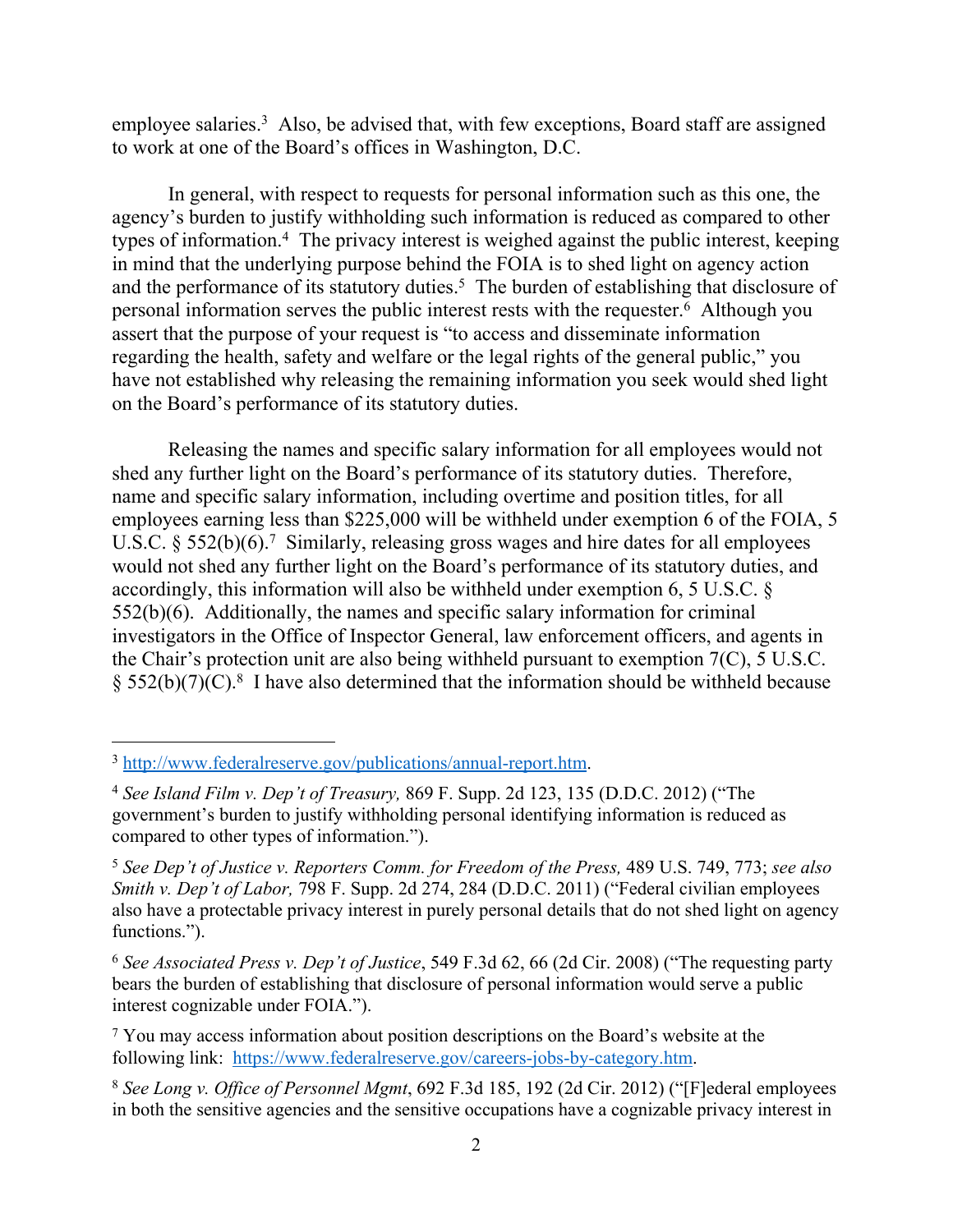employee salaries.[3] Also, be advised that, with few exceptions, Board staff are assigned to work at one of the Board's offices in Washington, D.C.

In general, with respect to requests for personal information such as this one, the agency's burden to justify withholding such information is reduced as compared to other types of information.[4] The privacy interest is weighed against the public interest, keeping in mind that the underlying purpose behind the FOIA is to shed light on agency action and the performance of its statutory duties.[5] The burden of establishing that disclosure of personal information serves the public interest rests with the requester.[6] Although you assert that the purpose of your request is "to access and disseminate information regarding the health, safety and welfare or the legal rights of the general public," you have not established why releasing the remaining information you seek would shed light on the Board's performance of its statutory duties.

Releasing the names and specific salary information for all employees would not shed any further light on the Board's performance of its statutory duties. Therefore, name and specific salary information, including overtime and position titles, for all employees earning less than $225,000 will be withheld under exemption 6 of the FOIA, 5 U.S.C. § 552(b)(6).[7] Similarly, releasing gross wages and hire dates for all employees would not shed any further light on the Board's performance of its statutory duties, and accordingly, this information will also be withheld under exemption 6, 5 U.S.C. § 552(b)(6). Additionally, the names and specific salary information for criminal investigators in the Office of Inspector General, law enforcement officers, and agents in the Chair's protection unit are also being withheld pursuant to exemption 7(C), 5 U.S.C. § 552(b)(7)(C).[8] I have also determined that the information should be withheld because

---

[3] http://www.federalreserve.gov/publications/annual-report.htm.

[4] *See Island Film v. Dep't of Treasury,* 869 F. Supp. 2d 123, 135 (D.D.C. 2012) ("The government's burden to justify withholding personal identifying information is reduced as compared to other types of information.").

[5] *See Dep't of Justice v. Reporters Comm. for Freedom of the Press,* 489 U.S. 749, 773; *see also Smith v. Dep't of Labor,* 798 F. Supp. 2d 274, 284 (D.D.C. 2011) ("Federal civilian employees also have a protectable privacy interest in purely personal details that do not shed light on agency functions.").

[6] *See Associated Press v. Dep't of Justice*, 549 F.3d 62, 66 (2d Cir. 2008) ("The requesting party bears the burden of establishing that disclosure of personal information would serve a public interest cognizable under FOIA.").

[7] You may access information about position descriptions on the Board's website at the following link: https://www.federalreserve.gov/careers-jobs-by-category.htm.

[8] *See Long v. Office of Personnel Mgmt*, 692 F.3d 185, 192 (2d Cir. 2012) ("[F]ederal employees in both the sensitive agencies and the sensitive occupations have a cognizable privacy interest in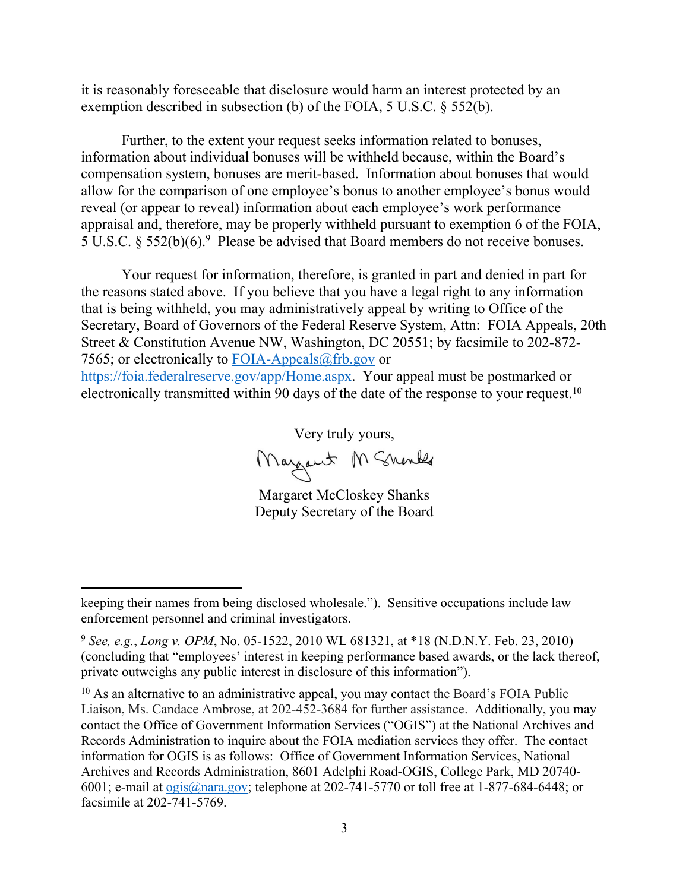it is reasonably foreseeable that disclosure would harm an interest protected by an exemption described in subsection (b) of the FOIA, 5 U.S.C. § 552(b).

Further, to the extent your request seeks information related to bonuses, information about individual bonuses will be withheld because, within the Board's compensation system, bonuses are merit-based. Information about bonuses that would allow for the comparison of one employee's bonus to another employee's bonus would reveal (or appear to reveal) information about each employee's work performance appraisal and, therefore, may be properly withheld pursuant to exemption 6 of the FOIA, 5 U.S.C. § 552(b)(6).[9] Please be advised that Board members do not receive bonuses.

Your request for information, therefore, is granted in part and denied in part for the reasons stated above. If you believe that you have a legal right to any information that is being withheld, you may administratively appeal by writing to Office of the Secretary, Board of Governors of the Federal Reserve System, Attn: FOIA Appeals, 20th Street & Constitution Avenue NW, Washington, DC 20551; by facsimile to 202-872-7565; or electronically to FOIA-Appeals@frb.gov or https://foia.federalreserve.gov/app/Home.aspx. Your appeal must be postmarked or electronically transmitted within 90 days of the date of the response to your request.[10]

Very truly yours,

Margaret M Shanks

Margaret McCloskey Shanks
Deputy Secretary of the Board

---

keeping their names from being disclosed wholesale."). Sensitive occupations include law enforcement personnel and criminal investigators.

[9] *See, e.g.*, *Long v. OPM*, No. 05-1522, 2010 WL 681321, at *18 (N.D.N.Y. Feb. 23, 2010) (concluding that "employees' interest in keeping performance based awards, or the lack thereof, private outweighs any public interest in disclosure of this information").

[10] As an alternative to an administrative appeal, you may contact the Board's FOIA Public Liaison, Ms. Candace Ambrose, at 202-452-3684 for further assistance. Additionally, you may contact the Office of Government Information Services ("OGIS") at the National Archives and Records Administration to inquire about the FOIA mediation services they offer. The contact information for OGIS is as follows: Office of Government Information Services, National Archives and Records Administration, 8601 Adelphi Road-OGIS, College Park, MD 20740-6001; e-mail at ogis@nara.gov; telephone at 202-741-5770 or toll free at 1-877-684-6448; or facsimile at 202-741-5769.